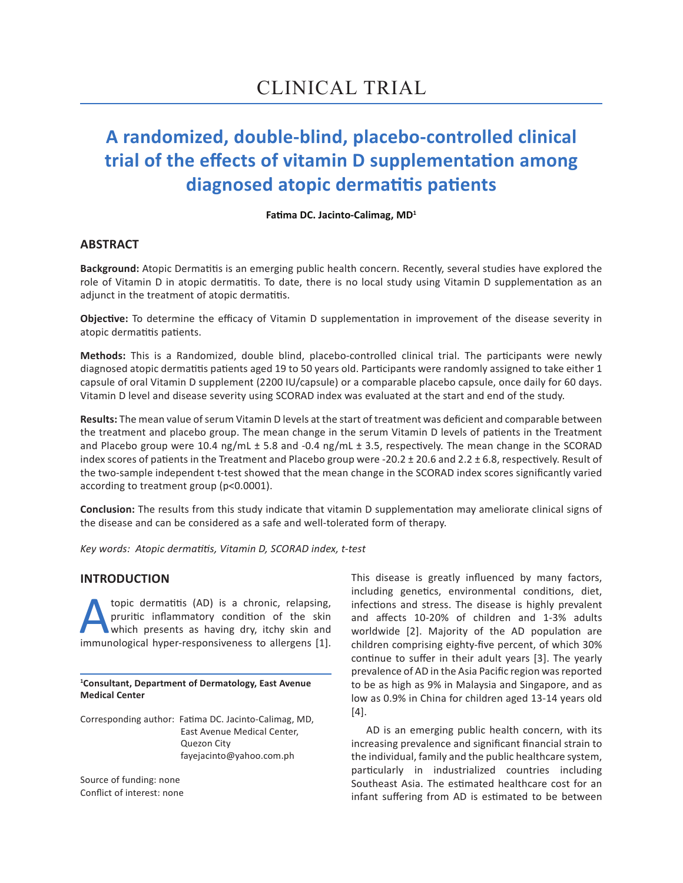CLINICAL TRIAL

# A randomized, double-blind, placebo-controlled clinical trial of the effects of vitamin D supplementation among diagnosed atopic dermatitis patients

**Fatima DC. Jacinto-Calimag, MD[1]**

## ABSTRACT

**Background:** Atopic Dermatitis is an emerging public health concern. Recently, several studies have explored the role of Vitamin D in atopic dermatitis. To date, there is no local study using Vitamin D supplementation as an adjunct in the treatment of atopic dermatitis.

**Objective:** To determine the efficacy of Vitamin D supplementation in improvement of the disease severity in atopic dermatitis patients.

**Methods:** This is a Randomized, double blind, placebo-controlled clinical trial. The participants were newly diagnosed atopic dermatitis patients aged 19 to 50 years old. Participants were randomly assigned to take either 1 capsule of oral Vitamin D supplement (2200 IU/capsule) or a comparable placebo capsule, once daily for 60 days. Vitamin D level and disease severity using SCORAD index was evaluated at the start and end of the study.

**Results:** The mean value of serum Vitamin D levels at the start of treatment was deficient and comparable between the treatment and placebo group. The mean change in the serum Vitamin D levels of patients in the Treatment and Placebo group were 10.4 ng/mL ± 5.8 and -0.4 ng/mL ± 3.5, respectively. The mean change in the SCORAD index scores of patients in the Treatment and Placebo group were -20.2 ± 20.6 and 2.2 ± 6.8, respectively. Result of the two-sample independent t-test showed that the mean change in the SCORAD index scores significantly varied according to treatment group ($p<0.0001$).

**Conclusion:** The results from this study indicate that vitamin D supplementation may ameliorate clinical signs of the disease and can be considered as a safe and well-tolerated form of therapy.

*Key words: Atopic dermatitis, Vitamin D, SCORAD index, t-test*

## INTRODUCTION

Atopic dermatitis (AD) is a chronic, relapsing, pruritic inflammatory condition of the skin which presents as having dry, itchy skin and immunological hyper-responsiveness to allergens [1].

[1]**Consultant, Department of Dermatology, East Avenue Medical Center**

Corresponding author: Fatima DC. Jacinto-Calimag, MD, East Avenue Medical Center, Quezon City fayejacinto@yahoo.com.ph

Source of funding: none
Conflict of interest: none

This disease is greatly influenced by many factors, including genetics, environmental conditions, diet, infections and stress. The disease is highly prevalent and affects 10-20% of children and 1-3% adults worldwide [2]. Majority of the AD population are children comprising eighty-five percent, of which 30% continue to suffer in their adult years [3]. The yearly prevalence of AD in the Asia Pacific region was reported to be as high as 9% in Malaysia and Singapore, and as low as 0.9% in China for children aged 13-14 years old [4].

AD is an emerging public health concern, with its increasing prevalence and significant financial strain to the individual, family and the public healthcare system, particularly in industrialized countries including Southeast Asia. The estimated healthcare cost for an infant suffering from AD is estimated to be between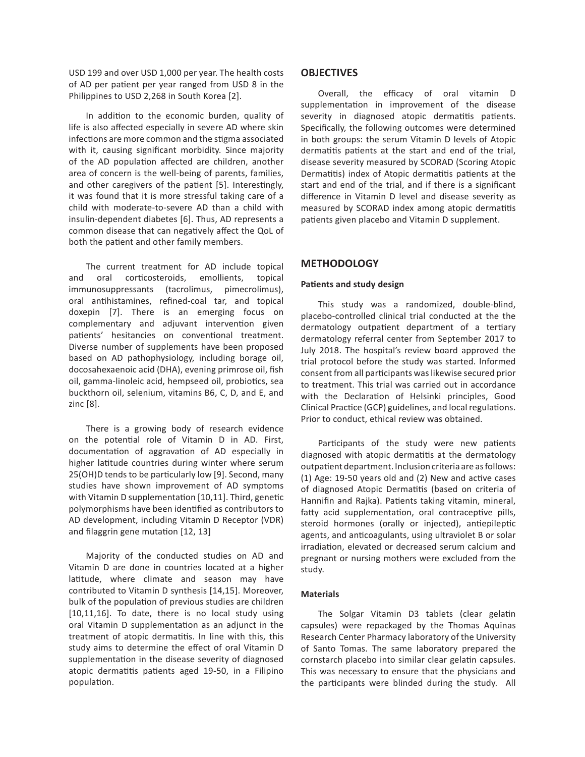USD 199 and over USD 1,000 per year. The health costs of AD per patient per year ranged from USD 8 in the Philippines to USD 2,268 in South Korea [2].

In addition to the economic burden, quality of life is also affected especially in severe AD where skin infections are more common and the stigma associated with it, causing significant morbidity. Since majority of the AD population affected are children, another area of concern is the well-being of parents, families, and other caregivers of the patient [5]. Interestingly, it was found that it is more stressful taking care of a child with moderate-to-severe AD than a child with insulin-dependent diabetes [6]. Thus, AD represents a common disease that can negatively affect the QoL of both the patient and other family members.

The current treatment for AD include topical and oral corticosteroids, emollients, topical immunosuppressants (tacrolimus, pimecrolimus), oral antihistamines, refined-coal tar, and topical doxepin [7]. There is an emerging focus on complementary and adjuvant intervention given patients' hesitancies on conventional treatment. Diverse number of supplements have been proposed based on AD pathophysiology, including borage oil, docosahexaenoic acid (DHA), evening primrose oil, fish oil, gamma-linoleic acid, hempseed oil, probiotics, sea buckthorn oil, selenium, vitamins B6, C, D, and E, and zinc [8].

There is a growing body of research evidence on the potential role of Vitamin D in AD. First, documentation of aggravation of AD especially in higher latitude countries during winter where serum 25(OH)D tends to be particularly low [9]. Second, many studies have shown improvement of AD symptoms with Vitamin D supplementation [10,11]. Third, genetic polymorphisms have been identified as contributors to AD development, including Vitamin D Receptor (VDR) and filaggrin gene mutation [12, 13]

Majority of the conducted studies on AD and Vitamin D are done in countries located at a higher latitude, where climate and season may have contributed to Vitamin D synthesis [14,15]. Moreover, bulk of the population of previous studies are children [10,11,16]. To date, there is no local study using oral Vitamin D supplementation as an adjunct in the treatment of atopic dermatitis. In line with this, this study aims to determine the effect of oral Vitamin D supplementation in the disease severity of diagnosed atopic dermatitis patients aged 19-50, in a Filipino population.

## OBJECTIVES

Overall, the efficacy of oral vitamin D supplementation in improvement of the disease severity in diagnosed atopic dermatitis patients. Specifically, the following outcomes were determined in both groups: the serum Vitamin D levels of Atopic dermatitis patients at the start and end of the trial, disease severity measured by SCORAD (Scoring Atopic Dermatitis) index of Atopic dermatitis patients at the start and end of the trial, and if there is a significant difference in Vitamin D level and disease severity as measured by SCORAD index among atopic dermatitis patients given placebo and Vitamin D supplement.

## METHODOLOGY

### Patients and study design

This study was a randomized, double-blind, placebo-controlled clinical trial conducted at the the dermatology outpatient department of a tertiary dermatology referral center from September 2017 to July 2018. The hospital's review board approved the trial protocol before the study was started. Informed consent from all participants was likewise secured prior to treatment. This trial was carried out in accordance with the Declaration of Helsinki principles, Good Clinical Practice (GCP) guidelines, and local regulations. Prior to conduct, ethical review was obtained.

Participants of the study were new patients diagnosed with atopic dermatitis at the dermatology outpatient department. Inclusion criteria are as follows: (1) Age: 19-50 years old and (2) New and active cases of diagnosed Atopic Dermatitis (based on criteria of Hannifin and Rajka). Patients taking vitamin, mineral, fatty acid supplementation, oral contraceptive pills, steroid hormones (orally or injected), antiepileptic agents, and anticoagulants, using ultraviolet B or solar irradiation, elevated or decreased serum calcium and pregnant or nursing mothers were excluded from the study.

### Materials

The Solgar Vitamin D3 tablets (clear gelatin capsules) were repackaged by the Thomas Aquinas Research Center Pharmacy laboratory of the University of Santo Tomas. The same laboratory prepared the cornstarch placebo into similar clear gelatin capsules. This was necessary to ensure that the physicians and the participants were blinded during the study. All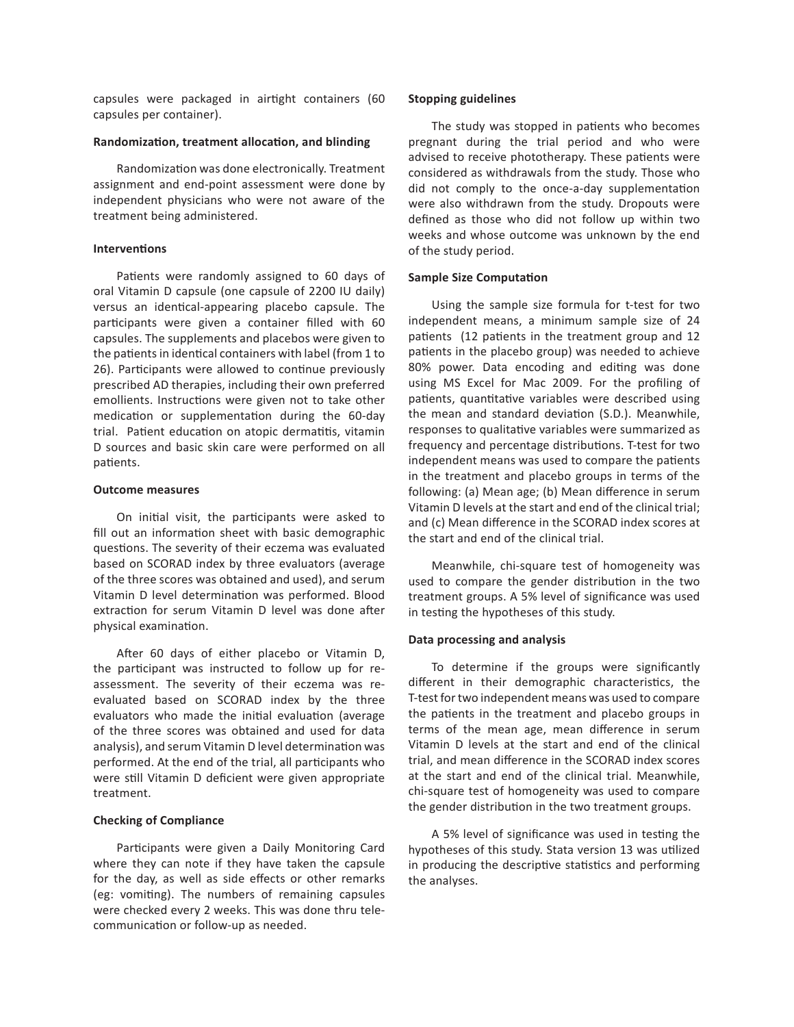capsules were packaged in airtight containers (60 capsules per container).

**Randomization, treatment allocation, and blinding**

Randomization was done electronically. Treatment assignment and end-point assessment were done by independent physicians who were not aware of the treatment being administered.

**Interventions**

Patients were randomly assigned to 60 days of oral Vitamin D capsule (one capsule of 2200 IU daily) versus an identical-appearing placebo capsule. The participants were given a container filled with 60 capsules. The supplements and placebos were given to the patients in identical containers with label (from 1 to 26). Participants were allowed to continue previously prescribed AD therapies, including their own preferred emollients. Instructions were given not to take other medication or supplementation during the 60-day trial. Patient education on atopic dermatitis, vitamin D sources and basic skin care were performed on all patients.

**Outcome measures**

On initial visit, the participants were asked to fill out an information sheet with basic demographic questions. The severity of their eczema was evaluated based on SCORAD index by three evaluators (average of the three scores was obtained and used), and serum Vitamin D level determination was performed. Blood extraction for serum Vitamin D level was done after physical examination.

After 60 days of either placebo or Vitamin D, the participant was instructed to follow up for re-assessment. The severity of their eczema was re-evaluated based on SCORAD index by the three evaluators who made the initial evaluation (average of the three scores was obtained and used for data analysis), and serum Vitamin D level determination was performed. At the end of the trial, all participants who were still Vitamin D deficient were given appropriate treatment.

**Checking of Compliance**

Participants were given a Daily Monitoring Card where they can note if they have taken the capsule for the day, as well as side effects or other remarks (eg: vomiting). The numbers of remaining capsules were checked every 2 weeks. This was done thru tele-communication or follow-up as needed.

**Stopping guidelines**

The study was stopped in patients who becomes pregnant during the trial period and who were advised to receive phototherapy. These patients were considered as withdrawals from the study. Those who did not comply to the once-a-day supplementation were also withdrawn from the study. Dropouts were defined as those who did not follow up within two weeks and whose outcome was unknown by the end of the study period.

**Sample Size Computation**

Using the sample size formula for t-test for two independent means, a minimum sample size of 24 patients (12 patients in the treatment group and 12 patients in the placebo group) was needed to achieve 80% power. Data encoding and editing was done using MS Excel for Mac 2009. For the profiling of patients, quantitative variables were described using the mean and standard deviation (S.D.). Meanwhile, responses to qualitative variables were summarized as frequency and percentage distributions. T-test for two independent means was used to compare the patients in the treatment and placebo groups in terms of the following: (a) Mean age; (b) Mean difference in serum Vitamin D levels at the start and end of the clinical trial; and (c) Mean difference in the SCORAD index scores at the start and end of the clinical trial.

Meanwhile, chi-square test of homogeneity was used to compare the gender distribution in the two treatment groups. A 5% level of significance was used in testing the hypotheses of this study.

**Data processing and analysis**

To determine if the groups were significantly different in their demographic characteristics, the T-test for two independent means was used to compare the patients in the treatment and placebo groups in terms of the mean age, mean difference in serum Vitamin D levels at the start and end of the clinical trial, and mean difference in the SCORAD index scores at the start and end of the clinical trial. Meanwhile, chi-square test of homogeneity was used to compare the gender distribution in the two treatment groups.

A 5% level of significance was used in testing the hypotheses of this study. Stata version 13 was utilized in producing the descriptive statistics and performing the analyses.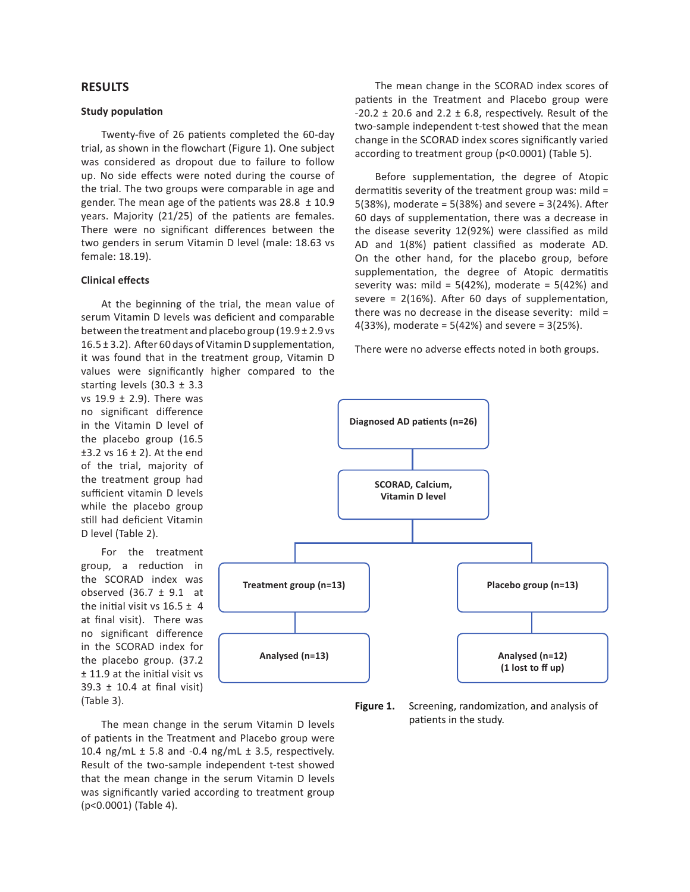## RESULTS

### Study population

Twenty-five of 26 patients completed the 60-day trial, as shown in the flowchart (Figure 1). One subject was considered as dropout due to failure to follow up. No side effects were noted during the course of the trial. The two groups were comparable in age and gender. The mean age of the patients was 28.8 ± 10.9 years. Majority (21/25) of the patients are females. There were no significant differences between the two genders in serum Vitamin D level (male: 18.63 vs female: 18.19).

### Clinical effects

At the beginning of the trial, the mean value of serum Vitamin D levels was deficient and comparable between the treatment and placebo group (19.9 ± 2.9 vs 16.5 ± 3.2). After 60 days of Vitamin D supplementation, it was found that in the treatment group, Vitamin D values were significantly higher compared to the starting levels (30.3 ± 3.3 vs 19.9 ± 2.9). There was no significant difference in the Vitamin D level of the placebo group (16.5 ±3.2 vs 16 ± 2). At the end of the trial, majority of the treatment group had sufficient vitamin D levels while the placebo group still had deficient Vitamin D level (Table 2).

For the treatment group, a reduction in the SCORAD index was observed (36.7 ± 9.1 at the initial visit vs 16.5 ± 4 at final visit). There was no significant difference in the SCORAD index for the placebo group. (37.2 ± 11.9 at the initial visit vs 39.3 ± 10.4 at final visit) (Table 3).

The mean change in the serum Vitamin D levels of patients in the Treatment and Placebo group were 10.4 ng/mL ± 5.8 and -0.4 ng/mL ± 3.5, respectively. Result of the two-sample independent t-test showed that the mean change in the serum Vitamin D levels was significantly varied according to treatment group ($p<0.0001$) (Table 4).

The mean change in the SCORAD index scores of patients in the Treatment and Placebo group were -20.2 ± 20.6 and 2.2 ± 6.8, respectively. Result of the two-sample independent t-test showed that the mean change in the SCORAD index scores significantly varied according to treatment group ($p<0.0001$) (Table 5).

Before supplementation, the degree of Atopic dermatitis severity of the treatment group was: mild = 5(38%), moderate = 5(38%) and severe = 3(24%). After 60 days of supplementation, there was a decrease in the disease severity 12(92%) were classified as mild AD and 1(8%) patient classified as moderate AD. On the other hand, for the placebo group, before supplementation, the degree of Atopic dermatitis severity was: mild = 5(42%), moderate = 5(42%) and severe = 2(16%). After 60 days of supplementation, there was no decrease in the disease severity: mild = 4(33%), moderate = 5(42%) and severe = 3(25%).

There were no adverse effects noted in both groups.

Diagnosed AD patients (n=26)

SCORAD, Calcium, Vitamin D level

Treatment group (n=13) → Analysed (n=13)

Placebo group (n=13) → Analysed (n=12) (1 lost to f/ up)

**Figure 1.** Screening, randomization, and analysis of patients in the study.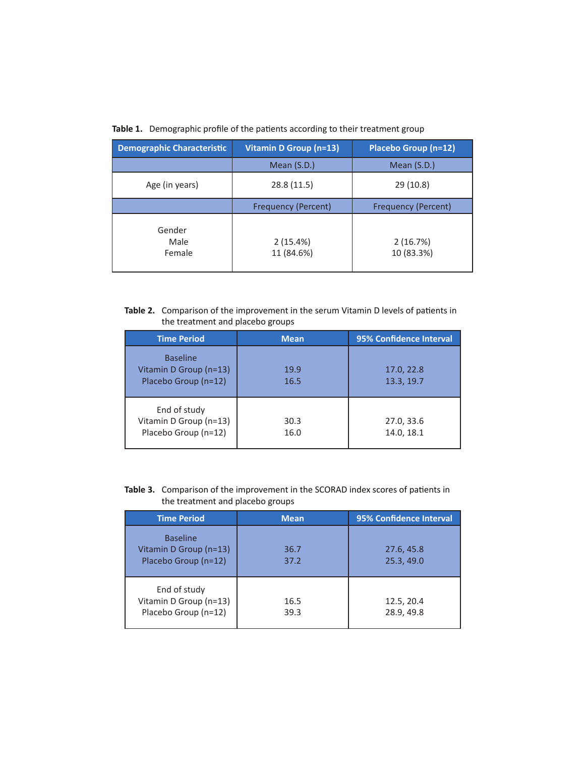**Table 1.** Demographic profile of the patients according to their treatment group

| Demographic Characteristic | Vitamin D Group (n=13) | Placebo Group (n=12) |
|---|---|---|
| | Mean (S.D.) | Mean (S.D.) |
| Age (in years) | 28.8 (11.5) | 29 (10.8) |
| | Frequency (Percent) | Frequency (Percent) |
| Gender | | |
| Male | 2 (15.4%) | 2 (16.7%) |
| Female | 11 (84.6%) | 10 (83.3%) |

**Table 2.** Comparison of the improvement in the serum Vitamin D levels of patients in the treatment and placebo groups

| Time Period | Mean | 95% Confidence Interval |
|---|---|---|
| Baseline | | |
| Vitamin D Group (n=13) | 19.9 | 17.0, 22.8 |
| Placebo Group (n=12) | 16.5 | 13.3, 19.7 |
| End of study | | |
| Vitamin D Group (n=13) | 30.3 | 27.0, 33.6 |
| Placebo Group (n=12) | 16.0 | 14.0, 18.1 |

**Table 3.** Comparison of the improvement in the SCORAD index scores of patients in the treatment and placebo groups

| Time Period | Mean | 95% Confidence Interval |
|---|---|---|
| Baseline | | |
| Vitamin D Group (n=13) | 36.7 | 27.6, 45.8 |
| Placebo Group (n=12) | 37.2 | 25.3, 49.0 |
| End of study | | |
| Vitamin D Group (n=13) | 16.5 | 12.5, 20.4 |
| Placebo Group (n=12) | 39.3 | 28.9, 49.8 |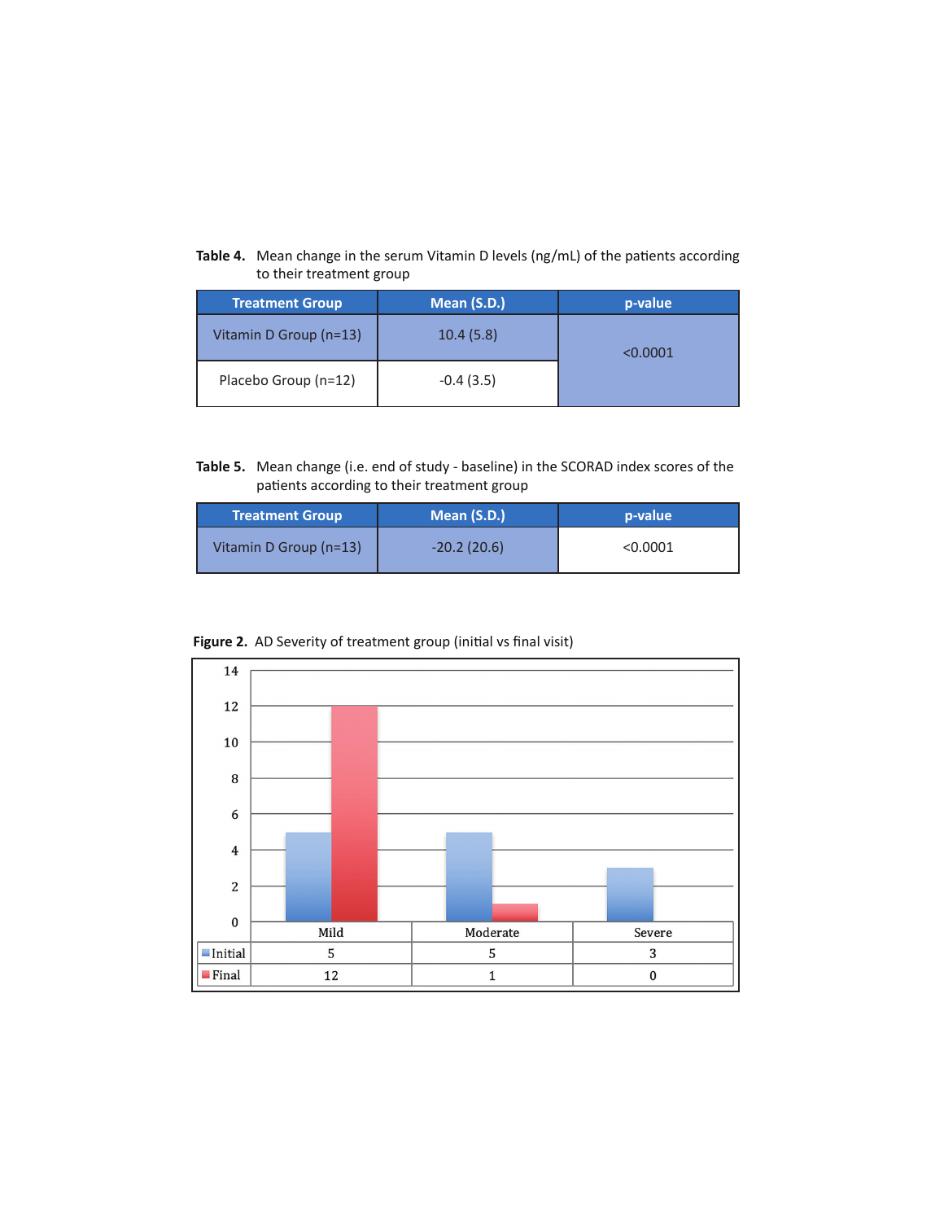**Table 4.** Mean change in the serum Vitamin D levels (ng/mL) of the patients according to their treatment group

| Treatment Group | Mean (S.D.) | p-value |
|---|---|---|
| Vitamin D Group (n=13) | 10.4 (5.8) | <0.0001 |
| Placebo Group (n=12) | -0.4 (3.5) | |

**Table 5.** Mean change (i.e. end of study - baseline) in the SCORAD index scores of the patients according to their treatment group

| Treatment Group | Mean (S.D.) | p-value |
|---|---|---|
| Vitamin D Group (n=13) | -20.2 (20.6) | <0.0001 |

**Figure 2.** AD Severity of treatment group (initial vs final visit)

| | Mild | Moderate | Severe |
|---|---|---|---|
| Initial | 5 | 5 | 3 |
| Final | 12 | 1 | 0 |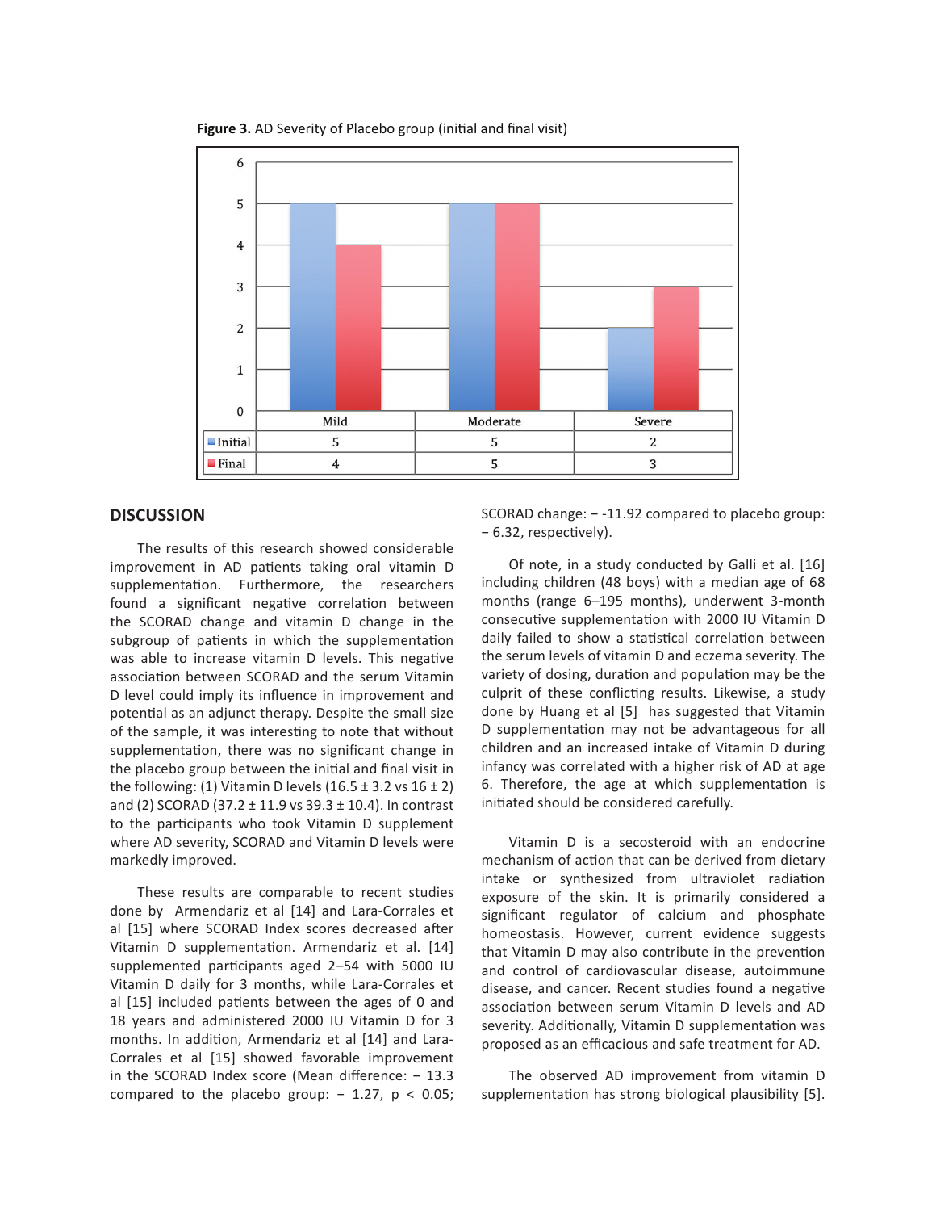**Figure 3.** AD Severity of Placebo group (initial and final visit)

| | Mild | Moderate | Severe |
|---|---|---|---|
| Initial | 5 | 5 | 2 |
| Final | 4 | 5 | 3 |

## DISCUSSION

The results of this research showed considerable improvement in AD patients taking oral vitamin D supplementation. Furthermore, the researchers found a significant negative correlation between the SCORAD change and vitamin D change in the subgroup of patients in which the supplementation was able to increase vitamin D levels. This negative association between SCORAD and the serum Vitamin D level could imply its influence in improvement and potential as an adjunct therapy. Despite the small size of the sample, it was interesting to note that without supplementation, there was no significant change in the placebo group between the initial and final visit in the following: (1) Vitamin D levels (16.5 ± 3.2 vs 16 ± 2) and (2) SCORAD (37.2 ± 11.9 vs 39.3 ± 10.4). In contrast to the participants who took Vitamin D supplement where AD severity, SCORAD and Vitamin D levels were markedly improved.

These results are comparable to recent studies done by Armendariz et al [14] and Lara-Corrales et al [15] where SCORAD Index scores decreased after Vitamin D supplementation. Armendariz et al. [14] supplemented participants aged 2–54 with 5000 IU Vitamin D daily for 3 months, while Lara-Corrales et al [15] included patients between the ages of 0 and 18 years and administered 2000 IU Vitamin D for 3 months. In addition, Armendariz et al [14] and Lara-Corrales et al [15] showed favorable improvement in the SCORAD Index score (Mean difference: − 13.3 compared to the placebo group: − 1.27, $p < 0.05$; SCORAD change: − -11.92 compared to placebo group: − 6.32, respectively).

Of note, in a study conducted by Galli et al. [16] including children (48 boys) with a median age of 68 months (range 6–195 months), underwent 3-month consecutive supplementation with 2000 IU Vitamin D daily failed to show a statistical correlation between the serum levels of vitamin D and eczema severity. The variety of dosing, duration and population may be the culprit of these conflicting results. Likewise, a study done by Huang et al [5] has suggested that Vitamin D supplementation may not be advantageous for all children and an increased intake of Vitamin D during infancy was correlated with a higher risk of AD at age 6. Therefore, the age at which supplementation is initiated should be considered carefully.

Vitamin D is a secosteroid with an endocrine mechanism of action that can be derived from dietary intake or synthesized from ultraviolet radiation exposure of the skin. It is primarily considered a significant regulator of calcium and phosphate homeostasis. However, current evidence suggests that Vitamin D may also contribute in the prevention and control of cardiovascular disease, autoimmune disease, and cancer. Recent studies found a negative association between serum Vitamin D levels and AD severity. Additionally, Vitamin D supplementation was proposed as an efficacious and safe treatment for AD.

The observed AD improvement from vitamin D supplementation has strong biological plausibility [5].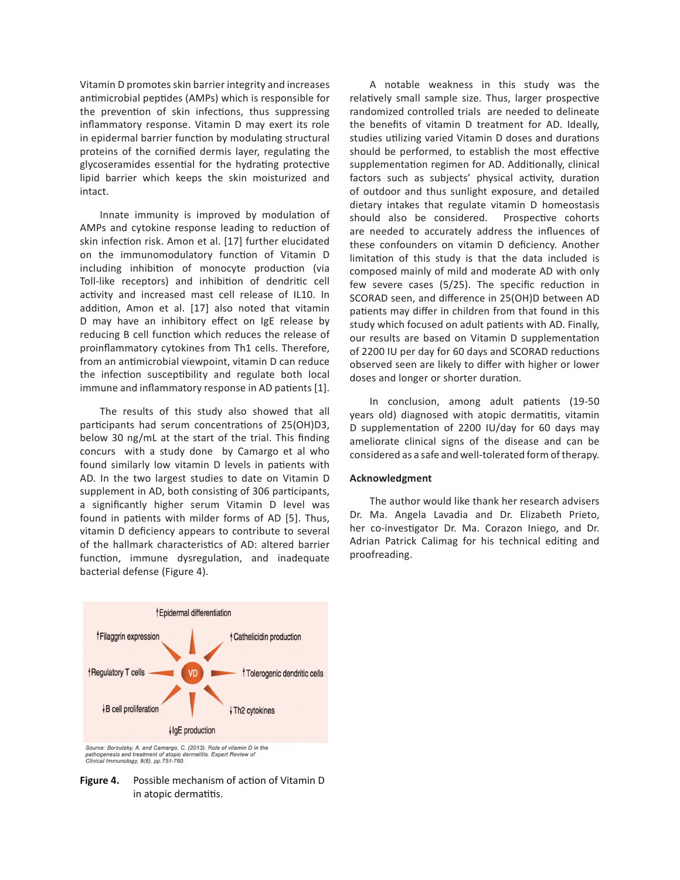Vitamin D promotes skin barrier integrity and increases antimicrobial peptides (AMPs) which is responsible for the prevention of skin infections, thus suppressing inflammatory response. Vitamin D may exert its role in epidermal barrier function by modulating structural proteins of the cornified dermis layer, regulating the glycoseramides essential for the hydrating protective lipid barrier which keeps the skin moisturized and intact.

Innate immunity is improved by modulation of AMPs and cytokine response leading to reduction of skin infection risk. Amon et al. [17] further elucidated on the immunomodulatory function of Vitamin D including inhibition of monocyte production (via Toll-like receptors) and inhibition of dendritic cell activity and increased mast cell release of IL10. In addition, Amon et al. [17] also noted that vitamin D may have an inhibitory effect on IgE release by reducing B cell function which reduces the release of proinflammatory cytokines from Th1 cells. Therefore, from an antimicrobial viewpoint, vitamin D can reduce the infection susceptibility and regulate both local immune and inflammatory response in AD patients [1].

The results of this study also showed that all participants had serum concentrations of 25(OH)D3, below 30 ng/mL at the start of the trial. This finding concurs with a study done by Camargo et al who found similarly low vitamin D levels in patients with AD. In the two largest studies to date on Vitamin D supplement in AD, both consisting of 306 participants, a significantly higher serum Vitamin D level was found in patients with milder forms of AD [5]. Thus, vitamin D deficiency appears to contribute to several of the hallmark characteristics of AD: altered barrier function, immune dysregulation, and inadequate bacterial defense (Figure 4).

↑Epidermal differentiation

↑Filaggrin expression

↑Cathelicidin production

↑Regulatory T cells

VD

↑Tolerogenic dendritic cells

↓B cell proliferation

↓Th2 cytokines

↓IgE production

*Source: Borzutzky, A. and Camargo, C. (2013). Role of vitamin D in the pathogenesis and treatment of atopic dermatitis. Expert Review of Clinical Immunology, 9(8), pp.751-760.*

**Figure 4.** Possible mechanism of action of Vitamin D in atopic dermatitis.

A notable weakness in this study was the relatively small sample size. Thus, larger prospective randomized controlled trials are needed to delineate the benefits of vitamin D treatment for AD. Ideally, studies utilizing varied Vitamin D doses and durations should be performed, to establish the most effective supplementation regimen for AD. Additionally, clinical factors such as subjects' physical activity, duration of outdoor and thus sunlight exposure, and detailed dietary intakes that regulate vitamin D homeostasis should also be considered. Prospective cohorts are needed to accurately address the influences of these confounders on vitamin D deficiency. Another limitation of this study is that the data included is composed mainly of mild and moderate AD with only few severe cases (5/25). The specific reduction in SCORAD seen, and difference in 25(OH)D between AD patients may differ in children from that found in this study which focused on adult patients with AD. Finally, our results are based on Vitamin D supplementation of 2200 IU per day for 60 days and SCORAD reductions observed seen are likely to differ with higher or lower doses and longer or shorter duration.

In conclusion, among adult patients (19-50 years old) diagnosed with atopic dermatitis, vitamin D supplementation of 2200 IU/day for 60 days may ameliorate clinical signs of the disease and can be considered as a safe and well-tolerated form of therapy.

## Acknowledgment

The author would like thank her research advisers Dr. Ma. Angela Lavadia and Dr. Elizabeth Prieto, her co-investigator Dr. Ma. Corazon Iniego, and Dr. Adrian Patrick Calimag for his technical editing and proofreading.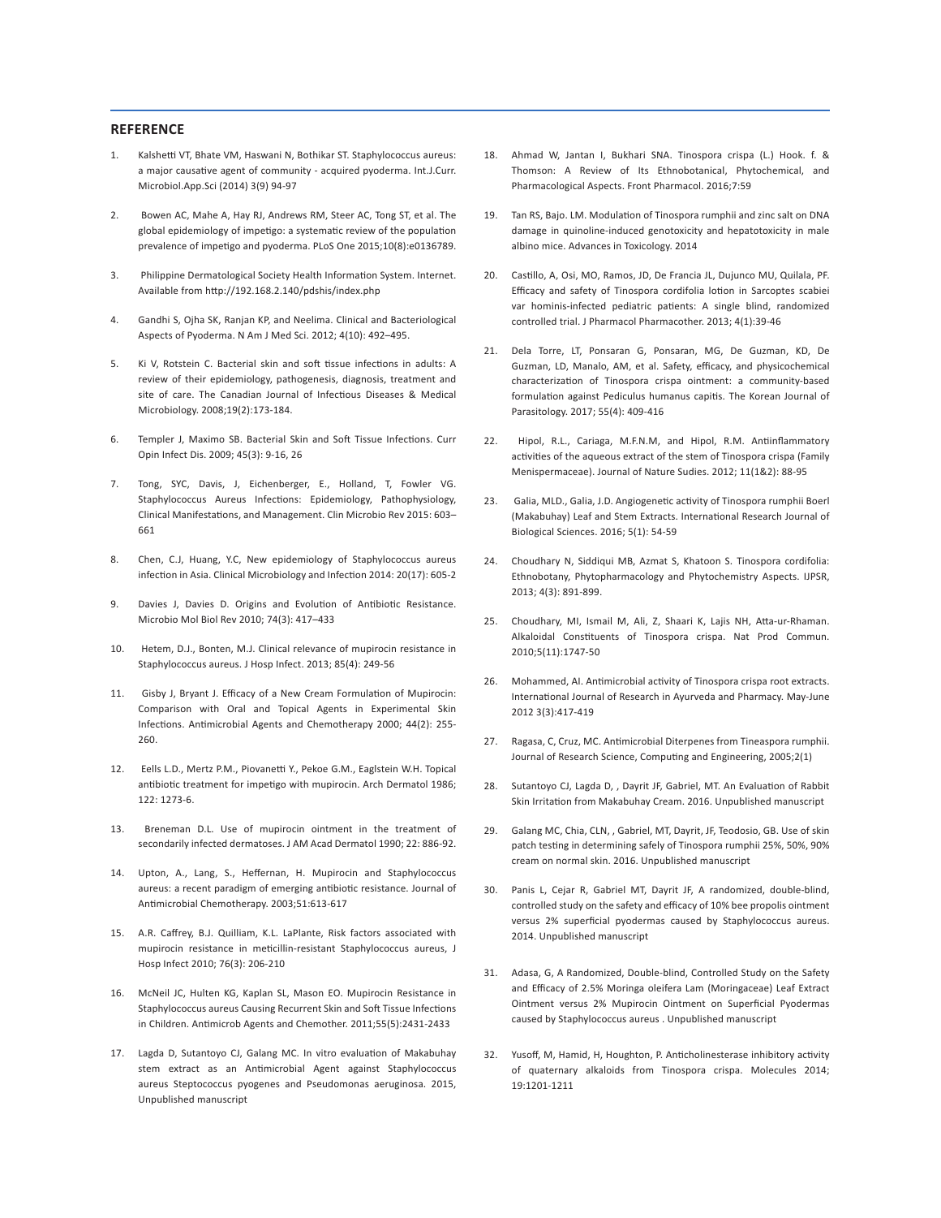## REFERENCE

1. Kalshetti VT, Bhate VM, Haswani N, Bothikar ST. Staphylococcus aureus: a major causative agent of community - acquired pyoderma. Int.J.Curr. Microbiol.App.Sci (2014) 3(9) 94-97

2. Bowen AC, Mahe A, Hay RJ, Andrews RM, Steer AC, Tong ST, et al. The global epidemiology of impetigo: a systematic review of the population prevalence of impetigo and pyoderma. PLoS One 2015;10(8):e0136789.

3. Philippine Dermatological Society Health Information System. Internet. Available from http://192.168.2.140/pdshis/index.php

4. Gandhi S, Ojha SK, Ranjan KP, and Neelima. Clinical and Bacteriological Aspects of Pyoderma. N Am J Med Sci. 2012; 4(10): 492–495.

5. Ki V, Rotstein C. Bacterial skin and soft tissue infections in adults: A review of their epidemiology, pathogenesis, diagnosis, treatment and site of care. The Canadian Journal of Infectious Diseases & Medical Microbiology. 2008;19(2):173-184.

6. Templer J, Maximo SB. Bacterial Skin and Soft Tissue Infections. Curr Opin Infect Dis. 2009; 45(3): 9-16, 26

7. Tong, SYC, Davis, J, Eichenberger, E., Holland, T, Fowler VG. Staphylococcus Aureus Infections: Epidemiology, Pathophysiology, Clinical Manifestations, and Management. Clin Microbio Rev 2015: 603–661

8. Chen, C.J, Huang, Y.C, New epidemiology of Staphylococcus aureus infection in Asia. Clinical Microbiology and Infection 2014: 20(17): 605-2

9. Davies J, Davies D. Origins and Evolution of Antibiotic Resistance. Microbio Mol Biol Rev 2010; 74(3): 417–433

10. Hetem, D.J., Bonten, M.J. Clinical relevance of mupirocin resistance in Staphylococcus aureus. J Hosp Infect. 2013; 85(4): 249-56

11. Gisby J, Bryant J. Efficacy of a New Cream Formulation of Mupirocin: Comparison with Oral and Topical Agents in Experimental Skin Infections. Antimicrobial Agents and Chemotherapy 2000; 44(2): 255-260.

12. Eells L.D., Mertz P.M., Piovanetti Y., Pekoe G.M., Eaglstein W.H. Topical antibiotic treatment for impetigo with mupirocin. Arch Dermatol 1986; 122: 1273-6.

13. Breneman D.L. Use of mupirocin ointment in the treatment of secondarily infected dermatoses. J AM Acad Dermatol 1990; 22: 886-92.

14. Upton, A., Lang, S., Heffernan, H. Mupirocin and Staphylococcus aureus: a recent paradigm of emerging antibiotic resistance. Journal of Antimicrobial Chemotherapy. 2003;51:613-617

15. A.R. Caffrey, B.J. Quilliam, K.L. LaPlante, Risk factors associated with mupirocin resistance in meticillin-resistant Staphylococcus aureus, J Hosp Infect 2010; 76(3): 206-210

16. McNeil JC, Hulten KG, Kaplan SL, Mason EO. Mupirocin Resistance in Staphylococcus aureus Causing Recurrent Skin and Soft Tissue Infections in Children. Antimicrob Agents and Chemother. 2011;55(5):2431-2433

17. Lagda D, Sutantoyo CJ, Galang MC. In vitro evaluation of Makabuhay stem extract as an Antimicrobial Agent against Staphylococcus aureus Steptococcus pyogenes and Pseudomonas aeruginosa. 2015, Unpublished manuscript

18. Ahmad W, Jantan I, Bukhari SNA. Tinospora crispa (L.) Hook. f. & Thomson: A Review of Its Ethnobotanical, Phytochemical, and Pharmacological Aspects. Front Pharmacol. 2016;7:59

19. Tan RS, Bajo. LM. Modulation of Tinospora rumphii and zinc salt on DNA damage in quinoline-induced genotoxicity and hepatotoxicity in male albino mice. Advances in Toxicology. 2014

20. Castillo, A, Osi, MO, Ramos, JD, De Francia JL, Dujunco MU, Quilala, PF. Efficacy and safety of Tinospora cordifolia lotion in Sarcoptes scabiei var hominis-infected pediatric patients: A single blind, randomized controlled trial. J Pharmacol Pharmacother. 2013; 4(1):39-46

21. Dela Torre, LT, Ponsaran G, Ponsaran, MG, De Guzman, KD, De Guzman, LD, Manalo, AM, et al. Safety, efficacy, and physicochemical characterization of Tinospora crispa ointment: a community-based formulation against Pediculus humanus capitis. The Korean Journal of Parasitology. 2017; 55(4): 409-416

22. Hipol, R.L., Cariaga, M.F.N.M, and Hipol, R.M. Antiinflammatory activities of the aqueous extract of the stem of Tinospora crispa (Family Menispermaceae). Journal of Nature Sudies. 2012; 11(1&2): 88-95

23. Galia, MLD., Galia, J.D. Angiogenetic activity of Tinospora rumphii Boerl (Makabuhay) Leaf and Stem Extracts. International Research Journal of Biological Sciences. 2016; 5(1): 54-59

24. Choudhary N, Siddiqui MB, Azmat S, Khatoon S. Tinospora cordifolia: Ethnobotany, Phytopharmacology and Phytochemistry Aspects. IJPSR, 2013; 4(3): 891-899.

25. Choudhary, MI, Ismail M, Ali, Z, Shaari K, Lajis NH, Atta-ur-Rhaman. Alkaloidal Constituents of Tinospora crispa. Nat Prod Commun. 2010;5(11):1747-50

26. Mohammed, AI. Antimicrobial activity of Tinospora crispa root extracts. International Journal of Research in Ayurveda and Pharmacy. May-June 2012 3(3):417-419

27. Ragasa, C, Cruz, MC. Antimicrobial Diterpenes from Tineaspora rumphii. Journal of Research Science, Computing and Engineering, 2005;2(1)

28. Sutantoyo CJ, Lagda D, , Dayrit JF, Gabriel, MT. An Evaluation of Rabbit Skin Irritation from Makabuhay Cream. 2016. Unpublished manuscript

29. Galang MC, Chia, CLN, , Gabriel, MT, Dayrit, JF, Teodosio, GB. Use of skin patch testing in determining safely of Tinospora rumphii 25%, 50%, 90% cream on normal skin. 2016. Unpublished manuscript

30. Panis L, Cejar R, Gabriel MT, Dayrit JF, A randomized, double-blind, controlled study on the safety and efficacy of 10% bee propolis ointment versus 2% superficial pyodermas caused by Staphylococcus aureus. 2014. Unpublished manuscript

31. Adasa, G, A Randomized, Double-blind, Controlled Study on the Safety and Efficacy of 2.5% Moringa oleifera Lam (Moringaceae) Leaf Extract Ointment versus 2% Mupirocin Ointment on Superficial Pyodermas caused by Staphylococcus aureus . Unpublished manuscript

32. Yusoff, M, Hamid, H, Houghton, P. Anticholinesterase inhibitory activity of quaternary alkaloids from Tinospora crispa. Molecules 2014; 19:1201-1211